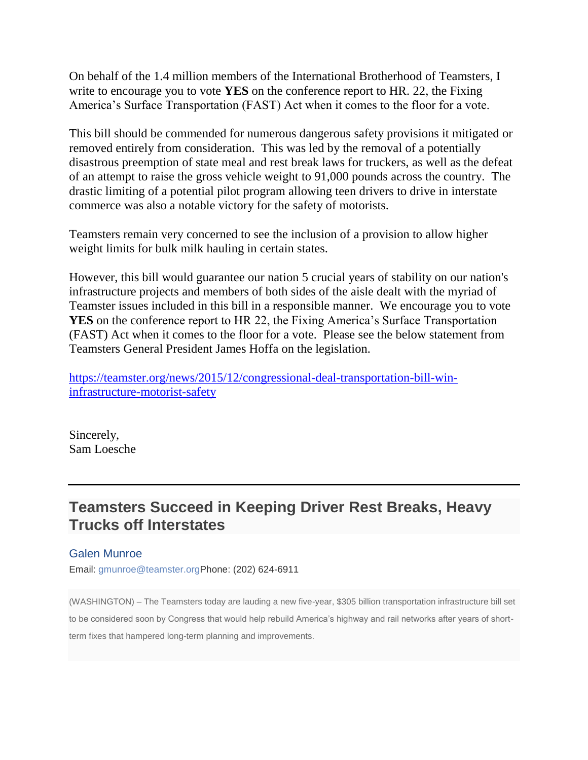On behalf of the 1.4 million members of the International Brotherhood of Teamsters, I write to encourage you to vote **YES** on the conference report to HR. 22, the Fixing America's Surface Transportation (FAST) Act when it comes to the floor for a vote.

This bill should be commended for numerous dangerous safety provisions it mitigated or removed entirely from consideration. This was led by the removal of a potentially disastrous preemption of state meal and rest break laws for truckers, as well as the defeat of an attempt to raise the gross vehicle weight to 91,000 pounds across the country. The drastic limiting of a potential pilot program allowing teen drivers to drive in interstate commerce was also a notable victory for the safety of motorists.

Teamsters remain very concerned to see the inclusion of a provision to allow higher weight limits for bulk milk hauling in certain states.

However, this bill would guarantee our nation 5 crucial years of stability on our nation's infrastructure projects and members of both sides of the aisle dealt with the myriad of Teamster issues included in this bill in a responsible manner. We encourage you to vote **YES** on the conference report to HR 22, the Fixing America's Surface Transportation (FAST) Act when it comes to the floor for a vote. Please see the below statement from Teamsters General President James Hoffa on the legislation.

https://teamster.org/news/2015/12/congressional-deal-transportation-bill-win-infrastructure-motorist-safety

Sincerely,
Sam Loesche

---

## Teamsters Succeed in Keeping Driver Rest Breaks, Heavy Trucks off Interstates

Galen Munroe

Email: gmunroe@teamster.org Phone: (202) 624-6911

(WASHINGTON) – The Teamsters today are lauding a new five-year, $305 billion transportation infrastructure bill set to be considered soon by Congress that would help rebuild America's highway and rail networks after years of short-term fixes that hampered long-term planning and improvements.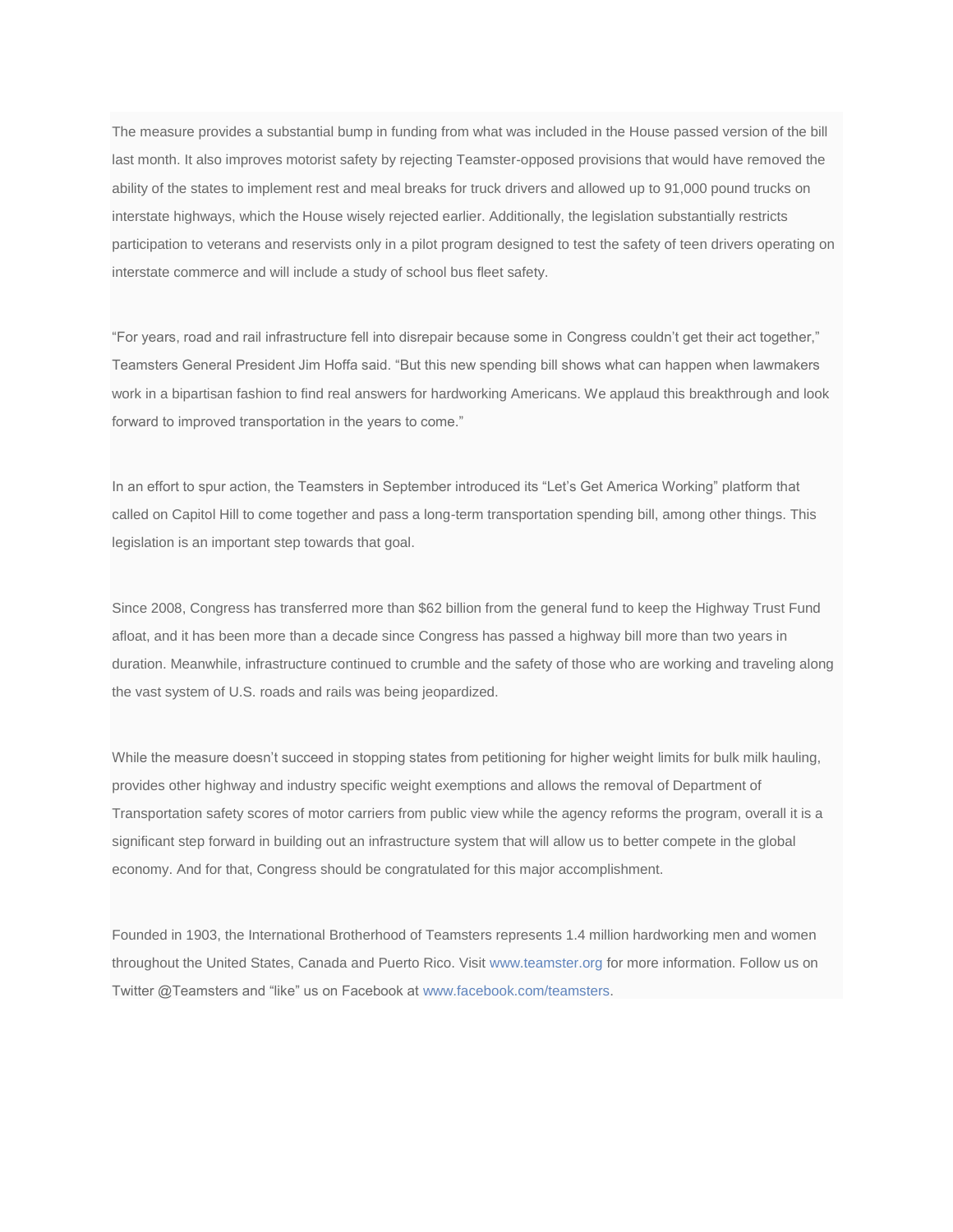The measure provides a substantial bump in funding from what was included in the House passed version of the bill last month. It also improves motorist safety by rejecting Teamster-opposed provisions that would have removed the ability of the states to implement rest and meal breaks for truck drivers and allowed up to 91,000 pound trucks on interstate highways, which the House wisely rejected earlier. Additionally, the legislation substantially restricts participation to veterans and reservists only in a pilot program designed to test the safety of teen drivers operating on interstate commerce and will include a study of school bus fleet safety.

"For years, road and rail infrastructure fell into disrepair because some in Congress couldn't get their act together," Teamsters General President Jim Hoffa said. "But this new spending bill shows what can happen when lawmakers work in a bipartisan fashion to find real answers for hardworking Americans. We applaud this breakthrough and look forward to improved transportation in the years to come."

In an effort to spur action, the Teamsters in September introduced its "Let's Get America Working" platform that called on Capitol Hill to come together and pass a long-term transportation spending bill, among other things. This legislation is an important step towards that goal.

Since 2008, Congress has transferred more than $62 billion from the general fund to keep the Highway Trust Fund afloat, and it has been more than a decade since Congress has passed a highway bill more than two years in duration. Meanwhile, infrastructure continued to crumble and the safety of those who are working and traveling along the vast system of U.S. roads and rails was being jeopardized.

While the measure doesn't succeed in stopping states from petitioning for higher weight limits for bulk milk hauling, provides other highway and industry specific weight exemptions and allows the removal of Department of Transportation safety scores of motor carriers from public view while the agency reforms the program, overall it is a significant step forward in building out an infrastructure system that will allow us to better compete in the global economy. And for that, Congress should be congratulated for this major accomplishment.

Founded in 1903, the International Brotherhood of Teamsters represents 1.4 million hardworking men and women throughout the United States, Canada and Puerto Rico. Visit www.teamster.org for more information. Follow us on Twitter @Teamsters and "like" us on Facebook at www.facebook.com/teamsters.